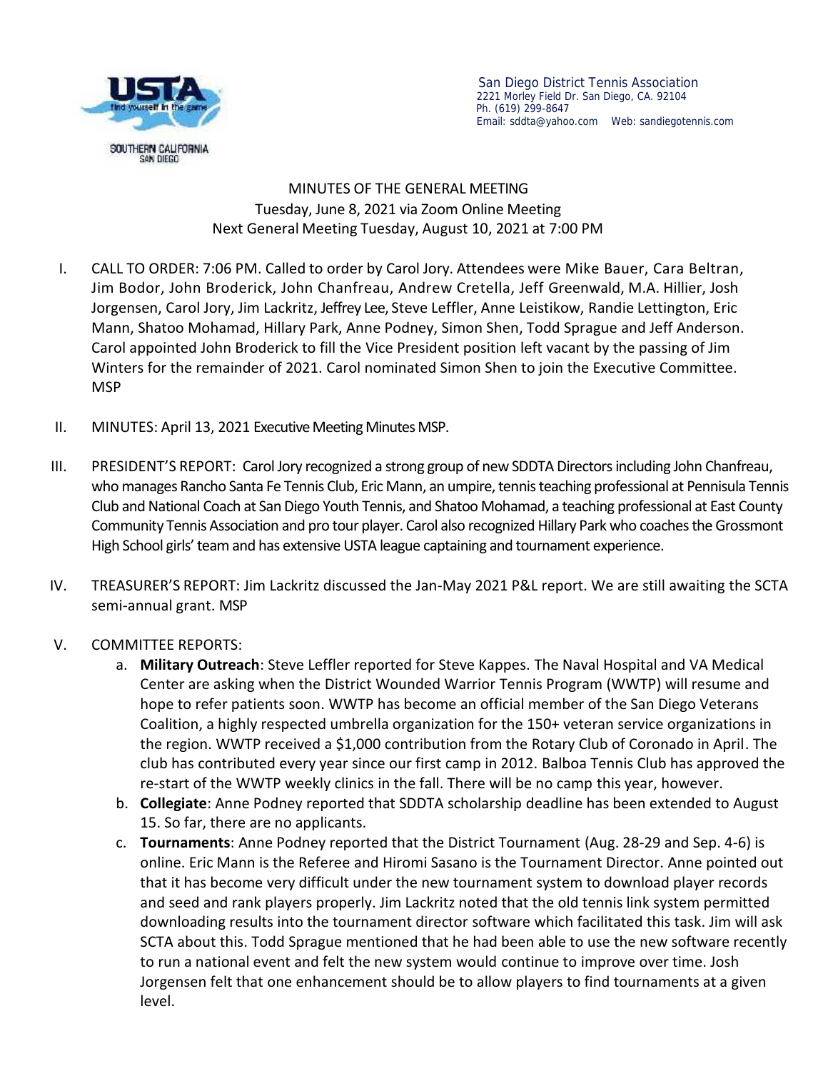San Diego District Tennis Association
2221 Morley Field Dr. San Diego, CA. 92104
Ph. (619) 299-8647
Email: sddta@yahoo.com Web: sandiegotennis.com

# MINUTES OF THE GENERAL MEETING

Tuesday, June 8, 2021 via Zoom Online Meeting
Next General Meeting Tuesday, August 10, 2021 at 7:00 PM

I. CALL TO ORDER: 7:06 PM. Called to order by Carol Jory. Attendees were Mike Bauer, Cara Beltran, Jim Bodor, John Broderick, John Chanfreau, Andrew Cretella, Jeff Greenwald, M.A. Hillier, Josh Jorgensen, Carol Jory, Jim Lackritz, Jeffrey Lee, Steve Leffler, Anne Leistikow, Randie Lettington, Eric Mann, Shatoo Mohamad, Hillary Park, Anne Podney, Simon Shen, Todd Sprague and Jeff Anderson. Carol appointed John Broderick to fill the Vice President position left vacant by the passing of Jim Winters for the remainder of 2021. Carol nominated Simon Shen to join the Executive Committee. MSP

II. MINUTES: April 13, 2021 Executive Meeting Minutes MSP.

III. PRESIDENT'S REPORT: Carol Jory recognized a strong group of new SDDTA Directors including John Chanfreau, who manages Rancho Santa Fe Tennis Club, Eric Mann, an umpire, tennis teaching professional at Pennisula Tennis Club and National Coach at San Diego Youth Tennis, and Shatoo Mohamad, a teaching professional at East County Community Tennis Association and pro tour player. Carol also recognized Hillary Park who coaches the Grossmont High School girls' team and has extensive USTA league captaining and tournament experience.

IV. TREASURER'S REPORT: Jim Lackritz discussed the Jan-May 2021 P&L report. We are still awaiting the SCTA semi-annual grant. MSP

V. COMMITTEE REPORTS:

a. **Military Outreach**: Steve Leffler reported for Steve Kappes. The Naval Hospital and VA Medical Center are asking when the District Wounded Warrior Tennis Program (WWTP) will resume and hope to refer patients soon. WWTP has become an official member of the San Diego Veterans Coalition, a highly respected umbrella organization for the 150+ veteran service organizations in the region. WWTP received a $1,000 contribution from the Rotary Club of Coronado in April. The club has contributed every year since our first camp in 2012. Balboa Tennis Club has approved the re-start of the WWTP weekly clinics in the fall. There will be no camp this year, however.

b. **Collegiate**: Anne Podney reported that SDDTA scholarship deadline has been extended to August 15. So far, there are no applicants.

c. **Tournaments**: Anne Podney reported that the District Tournament (Aug. 28-29 and Sep. 4-6) is online. Eric Mann is the Referee and Hiromi Sasano is the Tournament Director. Anne pointed out that it has become very difficult under the new tournament system to download player records and seed and rank players properly. Jim Lackritz noted that the old tennis link system permitted downloading results into the tournament director software which facilitated this task. Jim will ask SCTA about this. Todd Sprague mentioned that he had been able to use the new software recently to run a national event and felt the new system would continue to improve over time. Josh Jorgensen felt that one enhancement should be to allow players to find tournaments at a given level.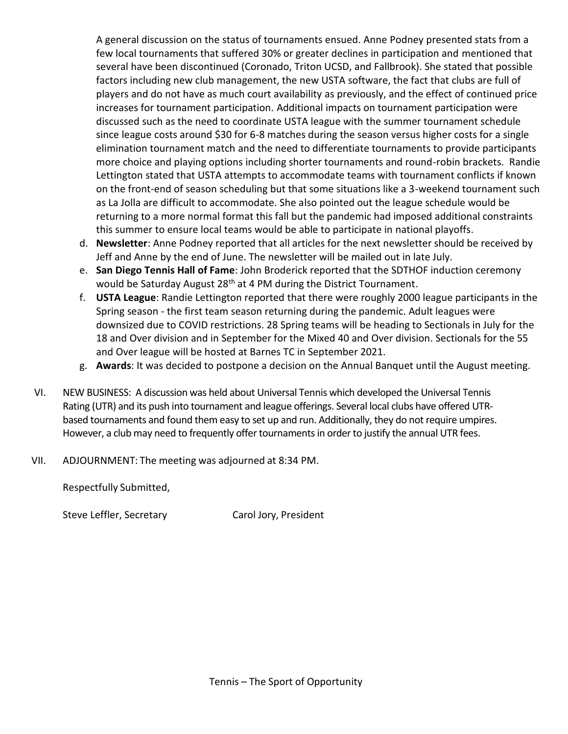A general discussion on the status of tournaments ensued. Anne Podney presented stats from a few local tournaments that suffered 30% or greater declines in participation and mentioned that several have been discontinued (Coronado, Triton UCSD, and Fallbrook). She stated that possible factors including new club management, the new USTA software, the fact that clubs are full of players and do not have as much court availability as previously, and the effect of continued price increases for tournament participation. Additional impacts on tournament participation were discussed such as the need to coordinate USTA league with the summer tournament schedule since league costs around $30 for 6-8 matches during the season versus higher costs for a single elimination tournament match and the need to differentiate tournaments to provide participants more choice and playing options including shorter tournaments and round-robin brackets. Randie Lettington stated that USTA attempts to accommodate teams with tournament conflicts if known on the front-end of season scheduling but that some situations like a 3-weekend tournament such as La Jolla are difficult to accommodate. She also pointed out the league schedule would be returning to a more normal format this fall but the pandemic had imposed additional constraints this summer to ensure local teams would be able to participate in national playoffs.

d. **Newsletter**: Anne Podney reported that all articles for the next newsletter should be received by Jeff and Anne by the end of June. The newsletter will be mailed out in late July.
e. **San Diego Tennis Hall of Fame**: John Broderick reported that the SDTHOF induction ceremony would be Saturday August 28th at 4 PM during the District Tournament.
f. **USTA League**: Randie Lettington reported that there were roughly 2000 league participants in the Spring season - the first team season returning during the pandemic. Adult leagues were downsized due to COVID restrictions. 28 Spring teams will be heading to Sectionals in July for the 18 and Over division and in September for the Mixed 40 and Over division. Sectionals for the 55 and Over league will be hosted at Barnes TC in September 2021.
g. **Awards**: It was decided to postpone a decision on the Annual Banquet until the August meeting.

VI. NEW BUSINESS: A discussion was held about Universal Tennis which developed the Universal Tennis Rating (UTR) and its push into tournament and league offerings. Several local clubs have offered UTR-based tournaments and found them easy to set up and run. Additionally, they do not require umpires. However, a club may need to frequently offer tournaments in order to justify the annual UTR fees.

VII. ADJOURNMENT: The meeting was adjourned at 8:34 PM.

Respectfully Submitted,

Steve Leffler, Secretary    Carol Jory, President

Tennis – The Sport of Opportunity